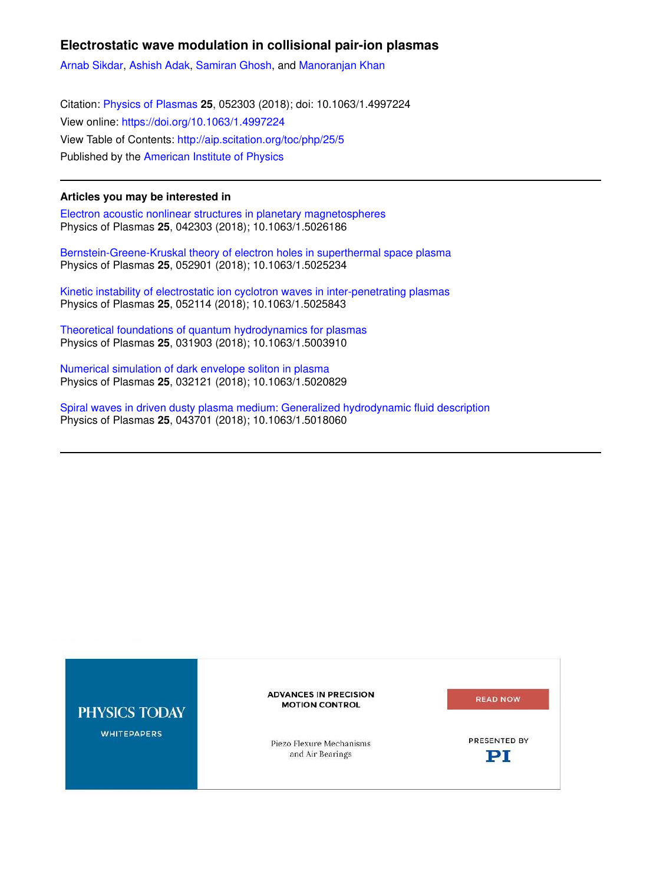# Electrostatic wave modulation in collisional pair-ion plasmas

Arnab Sikdar, Ashish Adak, Samiran Ghosh, and Manoranjan Khan

Citation: Physics of Plasmas **25**, 052303 (2018); doi: 10.1063/1.4997224
View online: https://doi.org/10.1063/1.4997224
View Table of Contents: http://aip.scitation.org/toc/php/25/5
Published by the American Institute of Physics

---

**Articles you may be interested in**

Electron acoustic nonlinear structures in planetary magnetospheres
Physics of Plasmas **25**, 042303 (2018); 10.1063/1.5026186

Bernstein-Greene-Kruskal theory of electron holes in superthermal space plasma
Physics of Plasmas **25**, 052901 (2018); 10.1063/1.5025234

Kinetic instability of electrostatic ion cyclotron waves in inter-penetrating plasmas
Physics of Plasmas **25**, 052114 (2018); 10.1063/1.5025843

Theoretical foundations of quantum hydrodynamics for plasmas
Physics of Plasmas **25**, 031903 (2018); 10.1063/1.5003910

Numerical simulation of dark envelope soliton in plasma
Physics of Plasmas **25**, 032121 (2018); 10.1063/1.5020829

Spiral waves in driven dusty plasma medium: Generalized hydrodynamic fluid description
Physics of Plasmas **25**, 043701 (2018); 10.1063/1.5018060

---

PHYSICS TODAY WHITEPAPERS

ADVANCES IN PRECISION MOTION CONTROL

Piezo Flexure Mechanisms and Air Bearings

READ NOW

PRESENTED BY PI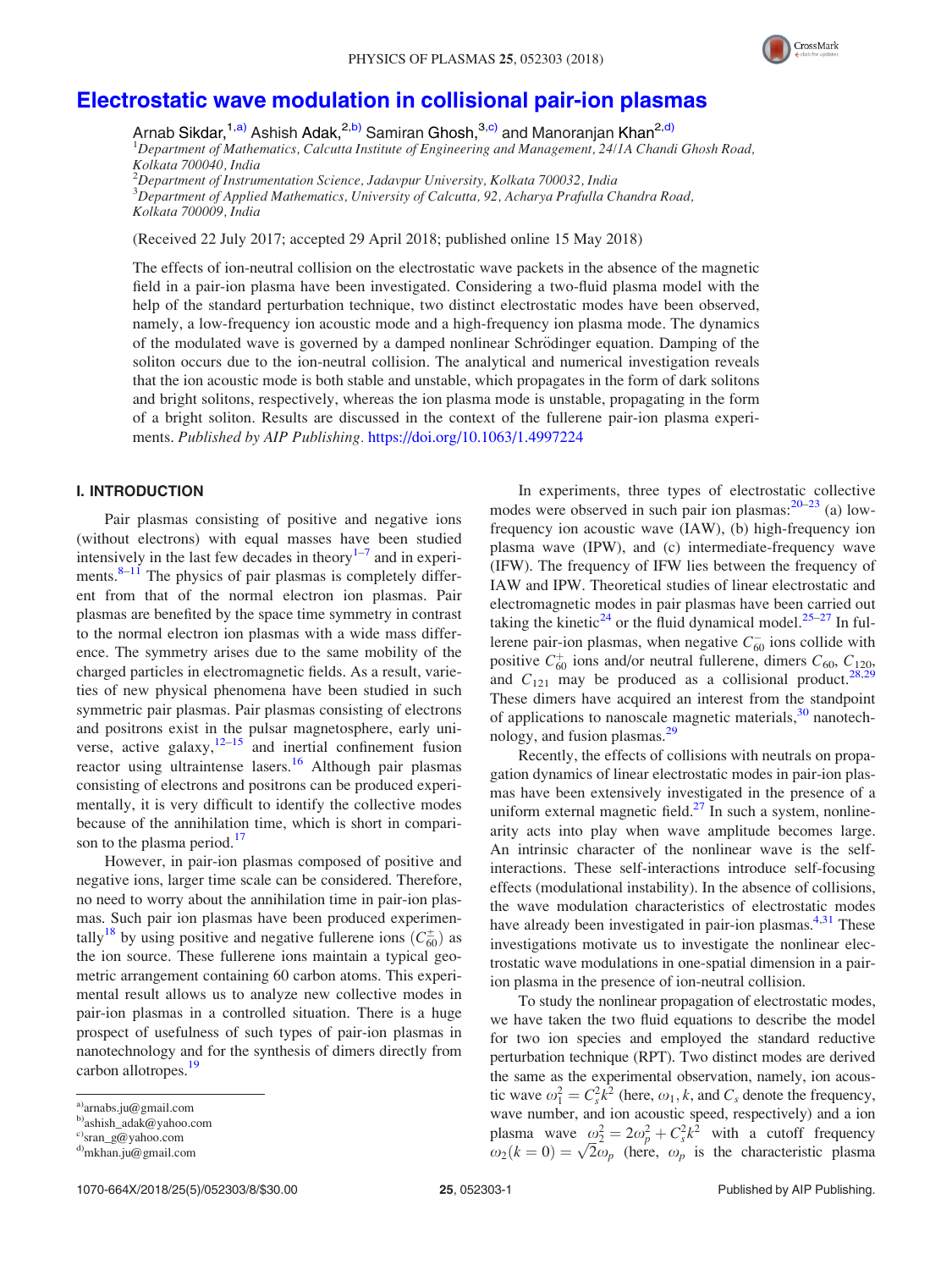# Electrostatic wave modulation in collisional pair-ion plasmas

Arnab Sikdar,[1,a)] Ashish Adak,[2,b)] Samiran Ghosh,[3,c)] and Manoranjan Khan[2,d)]

[1]Department of Mathematics, Calcutta Institute of Engineering and Management, 24/1A Chandi Ghosh Road, Kolkata 700040, India

[2]Department of Instrumentation Science, Jadavpur University, Kolkata 700032, India

[3]Department of Applied Mathematics, University of Calcutta, 92, Acharya Prafulla Chandra Road, Kolkata 700009, India

(Received 22 July 2017; accepted 29 April 2018; published online 15 May 2018)

The effects of ion-neutral collision on the electrostatic wave packets in the absence of the magnetic field in a pair-ion plasma have been investigated. Considering a two-fluid plasma model with the help of the standard perturbation technique, two distinct electrostatic modes have been observed, namely, a low-frequency ion acoustic mode and a high-frequency ion plasma mode. The dynamics of the modulated wave is governed by a damped nonlinear Schrödinger equation. Damping of the soliton occurs due to the ion-neutral collision. The analytical and numerical investigation reveals that the ion acoustic mode is both stable and unstable, which propagates in the form of dark solitons and bright solitons, respectively, whereas the ion plasma mode is unstable, propagating in the form of a bright soliton. Results are discussed in the context of the fullerene pair-ion plasma experiments. *Published by AIP Publishing.* https://doi.org/10.1063/1.4997224

## I. INTRODUCTION

Pair plasmas consisting of positive and negative ions (without electrons) with equal masses have been studied intensively in the last few decades in theory[1–7] and in experiments.[8–11] The physics of pair plasmas is completely different from that of the normal electron ion plasmas. Pair plasmas are benefited by the space time symmetry in contrast to the normal electron ion plasmas with a wide mass difference. The symmetry arises due to the same mobility of the charged particles in electromagnetic fields. As a result, varieties of new physical phenomena have been studied in such symmetric pair plasmas. Pair plasmas consisting of electrons and positrons exist in the pulsar magnetosphere, early universe, active galaxy,[12–15] and inertial confinement fusion reactor using ultraintense lasers.[16] Although pair plasmas consisting of electrons and positrons can be produced experimentally, it is very difficult to identify the collective modes because of the annihilation time, which is short in comparison to the plasma period.[17]

However, in pair-ion plasmas composed of positive and negative ions, larger time scale can be considered. Therefore, no need to worry about the annihilation time in pair-ion plasmas. Such pair ion plasmas have been produced experimentally[18] by using positive and negative fullerene ions ($C_{60}^{\pm}$) as the ion source. These fullerene ions maintain a typical geometric arrangement containing 60 carbon atoms. This experimental result allows us to analyze new collective modes in pair-ion plasmas in a controlled situation. There is a huge prospect of usefulness of such types of pair-ion plasmas in nanotechnology and for the synthesis of dimers directly from carbon allotropes.[19]

In experiments, three types of electrostatic collective modes were observed in such pair ion plasmas:[20–23] (a) low-frequency ion acoustic wave (IAW), (b) high-frequency ion plasma wave (IPW), and (c) intermediate-frequency wave (IFW). The frequency of IFW lies between the frequency of IAW and IPW. Theoretical studies of linear electrostatic and electromagnetic modes in pair plasmas have been carried out taking the kinetic[24] or the fluid dynamical model.[25–27] In fullerene pair-ion plasmas, when negative $C_{60}^{-}$ ions collide with positive $C_{60}^{+}$ ions and/or neutral fullerene, dimers $C_{60}$, $C_{120}$, and $C_{121}$ may be produced as a collisional product.[28,29] These dimers have acquired an interest from the standpoint of applications to nanoscale magnetic materials,[30] nanotechnology, and fusion plasmas.[29]

Recently, the effects of collisions with neutrals on propagation dynamics of linear electrostatic modes in pair-ion plasmas have been extensively investigated in the presence of a uniform external magnetic field.[27] In such a system, nonlinearity acts into play when wave amplitude becomes large. An intrinsic character of the nonlinear wave is the self-interactions. These self-interactions introduce self-focusing effects (modulational instability). In the absence of collisions, the wave modulation characteristics of electrostatic modes have already been investigated in pair-ion plasmas.[4,31] These investigations motivate us to investigate the nonlinear electrostatic wave modulations in one-spatial dimension in a pair-ion plasma in the presence of ion-neutral collision.

To study the nonlinear propagation of electrostatic modes, we have taken the two fluid equations to describe the model for two ion species and employed the standard reductive perturbation technique (RPT). Two distinct modes are derived the same as the experimental observation, namely, ion acoustic wave $\omega_1^2 = C_s^2 k^2$ (here, $\omega_1$, $k$, and $C_s$ denote the frequency, wave number, and ion acoustic speed, respectively) and a ion plasma wave $\omega_2^2 = 2\omega_p^2 + C_s^2 k^2$ with a cutoff frequency $\omega_2(k=0) = \sqrt{2}\omega_p$ (here, $\omega_p$ is the characteristic plasma

---

a)arnabs.ju@gmail.com
b)ashish_adak@yahoo.com
c)sran_g@yahoo.com
d)mkhan.ju@gmail.com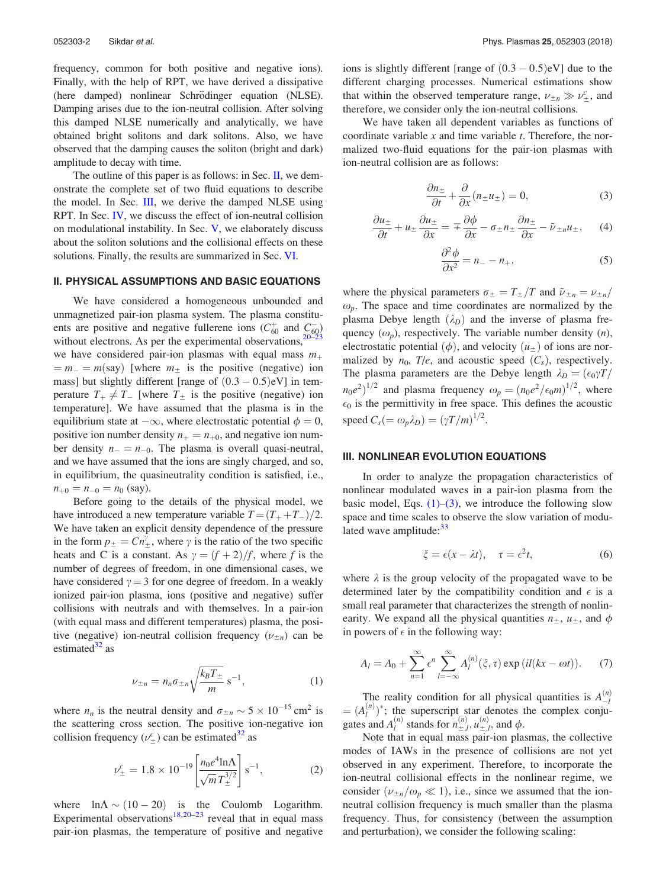frequency, common for both positive and negative ions). Finally, with the help of RPT, we have derived a dissipative (here damped) nonlinear Schrödinger equation (NLSE). Damping arises due to the ion-neutral collision. After solving this damped NLSE numerically and analytically, we have obtained bright solitons and dark solitons. Also, we have observed that the damping causes the soliton (bright and dark) amplitude to decay with time.

The outline of this paper is as follows: in Sec. II, we demonstrate the complete set of two fluid equations to describe the model. In Sec. III, we derive the damped NLSE using RPT. In Sec. IV, we discuss the effect of ion-neutral collision on modulational instability. In Sec. V, we elaborately discuss about the soliton solutions and the collisional effects on these solutions. Finally, the results are summarized in Sec. VI.

## II. PHYSICAL ASSUMPTIONS AND BASIC EQUATIONS

We have considered a homogeneous unbounded and unmagnetized pair-ion plasma system. The plasma constituents are positive and negative fullerene ions ($C_{60}^{+}$ and $C_{60}^{-}$) without electrons. As per the experimental observations,[20–23] we have considered pair-ion plasmas with equal mass $m_+ = m_- = m$(say) [where $m_\pm$ is the positive (negative) ion mass] but slightly different [range of $(0.3-0.5)$eV] in temperature $T_+ \neq T_-$ [where $T_\pm$ is the positive (negative) ion temperature]. We have assumed that the plasma is in the equilibrium state at $-\infty$, where electrostatic potential $\phi = 0$, positive ion number density $n_+ = n_{+0}$, and negative ion number density $n_- = n_{-0}$. The plasma is overall quasi-neutral, and we have assumed that the ions are singly charged, and so, in equilibrium, the quasineutrality condition is satisfied, i.e., $n_{+0} = n_{-0} = n_0$ (say).

Before going to the details of the physical model, we have introduced a new temperature variable $T = (T_+ + T_-)/2$. We have taken an explicit density dependence of the pressure in the form $p_\pm = Cn_\pm^\gamma$, where $\gamma$ is the ratio of the two specific heats and C is a constant. As $\gamma = (f+2)/f$, where $f$ is the number of degrees of freedom, in one dimensional cases, we have considered $\gamma = 3$ for one degree of freedom. In a weakly ionized pair-ion plasma, ions (positive and negative) suffer collisions with neutrals and with themselves. In a pair-ion (with equal mass and different temperatures) plasma, the positive (negative) ion-neutral collision frequency ($\nu_{\pm n}$) can be estimated[32] as

$$\nu_{\pm n} = n_n \sigma_{\pm n} \sqrt{\frac{k_B T_\pm}{m}}\ \mathrm{s}^{-1}, \tag{1}$$

where $n_n$ is the neutral density and $\sigma_{\pm n} \sim 5 \times 10^{-15}\ \mathrm{cm}^2$ is the scattering cross section. The positive ion-negative ion collision frequency ($\nu_\pm^c$) can be estimated[32] as

$$\nu_\pm^c = 1.8 \times 10^{-19} \left[\frac{n_0 e^4 \ln\Lambda}{\sqrt{m}\, T_\pm^{3/2}}\right] \mathrm{s}^{-1}, \tag{2}$$

where $\ln\Lambda \sim (10-20)$ is the Coulomb Logarithm. Experimental observations[18,20–23] reveal that in equal mass pair-ion plasmas, the temperature of positive and negative ions is slightly different [range of $(0.3-0.5)$eV] due to the different charging processes. Numerical estimations show that within the observed temperature range, $\nu_{\pm n} \gg \nu_\pm^c$, and therefore, we consider only the ion-neutral collisions.

We have taken all dependent variables as functions of coordinate variable $x$ and time variable $t$. Therefore, the normalized two-fluid equations for the pair-ion plasmas with ion-neutral collision are as follows:

$$\frac{\partial n_\pm}{\partial t} + \frac{\partial}{\partial x}(n_\pm u_\pm) = 0, \tag{3}$$

$$\frac{\partial u_\pm}{\partial t} + u_\pm \frac{\partial u_\pm}{\partial x} = \mp \frac{\partial \phi}{\partial x} - \sigma_\pm n_\pm \frac{\partial n_\pm}{\partial x} - \tilde{\nu}_{\pm n} u_\pm, \tag{4}$$

$$\frac{\partial^2 \phi}{\partial x^2} = n_- - n_+, \tag{5}$$

where the physical parameters $\sigma_\pm = T_\pm/T$ and $\tilde{\nu}_{\pm n} = \nu_{\pm n}/\omega_p$. The space and time coordinates are normalized by the plasma Debye length ($\lambda_D$) and the inverse of plasma frequency ($\omega_p$), respectively. The variable number density ($n$), electrostatic potential ($\phi$), and velocity ($u_\pm$) of ions are normalized by $n_0$, $T/e$, and acoustic speed ($C_s$), respectively. The plasma parameters are the Debye length $\lambda_D = (\epsilon_0 \gamma T / n_0 e^2)^{1/2}$ and plasma frequency $\omega_p = (n_0 e^2/\epsilon_0 m)^{1/2}$, where $\epsilon_0$ is the permittivity in free space. This defines the acoustic speed $C_s (= \omega_p \lambda_D) = (\gamma T/m)^{1/2}$.

## III. NONLINEAR EVOLUTION EQUATIONS

In order to analyze the propagation characteristics of nonlinear modulated waves in a pair-ion plasma from the basic model, Eqs. (1)–(3), we introduce the following slow space and time scales to observe the slow variation of modulated wave amplitude:[33]

$$\xi = \epsilon(x - \lambda t), \quad \tau = \epsilon^2 t, \tag{6}$$

where $\lambda$ is the group velocity of the propagated wave to be determined later by the compatibility condition and $\epsilon$ is a small real parameter that characterizes the strength of nonlinearity. We expand all the physical quantities $n_\pm$, $u_\pm$, and $\phi$ in powers of $\epsilon$ in the following way:

$$A_l = A_0 + \sum_{n=1}^{\infty} \epsilon^n \sum_{l=-\infty}^{\infty} A_l^{(n)}(\xi, \tau) \exp\left(il(kx - \omega t)\right). \tag{7}$$

The reality condition for all physical quantities is $A_{-l}^{(n)} = (A_l^{(n)})^*$; the superscript star denotes the complex conjugates and $A_l^{(n)}$ stands for $n_{\pm l}^{(n)}, u_{\pm l}^{(n)}$, and $\phi$.

Note that in equal mass pair-ion plasmas, the collective modes of IAWs in the presence of collisions are not yet observed in any experiment. Therefore, to incorporate the ion-neutral collisional effects in the nonlinear regime, we consider $(\nu_{\pm n}/\omega_p \ll 1)$, i.e., since we assumed that the ion-neutral collision frequency is much smaller than the plasma frequency. Thus, for consistency (between the assumption and perturbation), we consider the following scaling: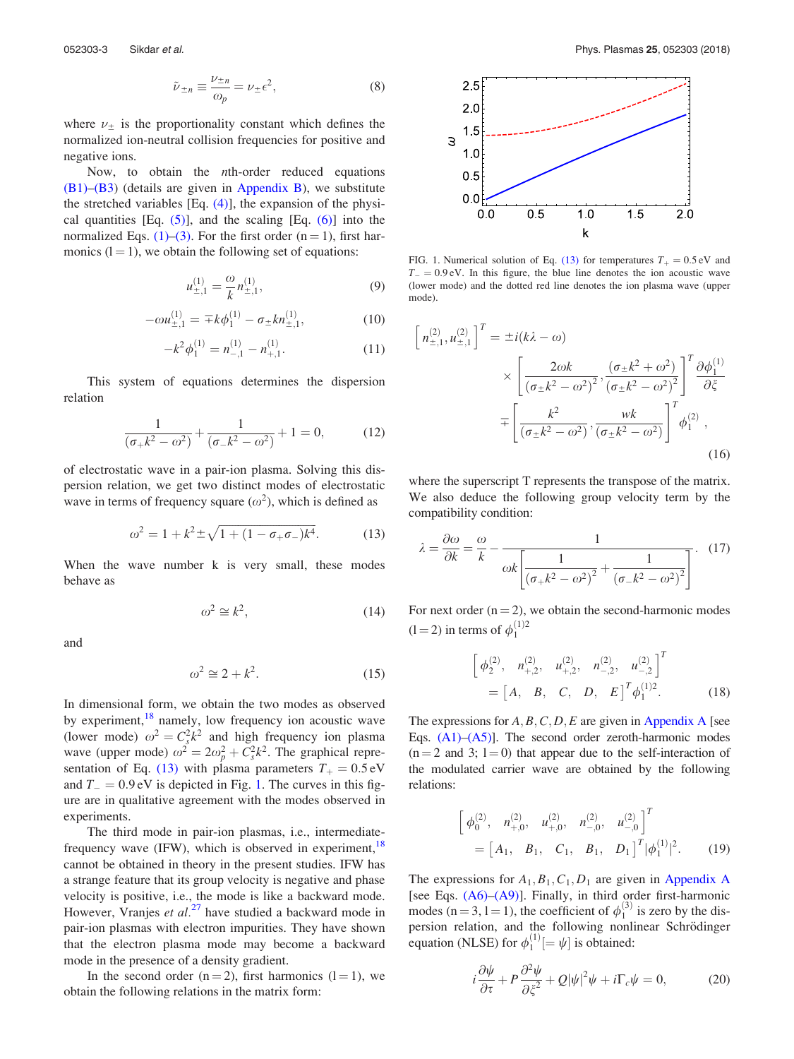$$\tilde{\nu}_{\pm n} \equiv \frac{\nu_{\pm n}}{\omega_p} = \nu_{\pm}\epsilon^2, \tag{8}$$

where $\nu_{\pm}$ is the proportionality constant which defines the normalized ion-neutral collision frequencies for positive and negative ions.

Now, to obtain the $n$th-order reduced equations (B1)–(B3) (details are given in Appendix B), we substitute the stretched variables [Eq. (4)], the expansion of the physical quantities [Eq. (5)], and the scaling [Eq. (6)] into the normalized Eqs. (1)–(3). For the first order (n = 1), first harmonics (l = 1), we obtain the following set of equations:

$$u^{(1)}_{\pm,1} = \frac{\omega}{k} n^{(1)}_{\pm,1}, \tag{9}$$

$$-\omega u^{(1)}_{\pm,1} = \mp k\phi^{(1)}_1 - \sigma_{\pm} k n^{(1)}_{\pm,1}, \tag{10}$$

$$-k^2\phi^{(1)}_1 = n^{(1)}_{-,1} - n^{(1)}_{+,1}. \tag{11}$$

This system of equations determines the dispersion relation

$$\frac{1}{(\sigma_+ k^2 - \omega^2)} + \frac{1}{(\sigma_- k^2 - \omega^2)} + 1 = 0, \tag{12}$$

of electrostatic wave in a pair-ion plasma. Solving this dispersion relation, we get two distinct modes of electrostatic wave in terms of frequency square ($\omega^2$), which is defined as

$$\omega^2 = 1 + k^2 \pm \sqrt{1 + (1 - \sigma_+\sigma_-)k^4}. \tag{13}$$

When the wave number k is very small, these modes behave as

$$\omega^2 \cong k^2, \tag{14}$$

and

$$\omega^2 \cong 2 + k^2. \tag{15}$$

In dimensional form, we obtain the two modes as observed by experiment,[18] namely, low frequency ion acoustic wave (lower mode) $\omega^2 = C_s^2 k^2$ and high frequency ion plasma wave (upper mode) $\omega^2 = 2\omega_p^2 + C_s^2 k^2$. The graphical representation of Eq. (13) with plasma parameters $T_+ = 0.5\,\text{eV}$ and $T_- = 0.9\,\text{eV}$ is depicted in Fig. 1. The curves in this figure are in qualitative agreement with the modes observed in experiments.

The third mode in pair-ion plasmas, i.e., intermediate-frequency wave (IFW), which is observed in experiment,[18] cannot be obtained in theory in the present studies. IFW has a strange feature that its group velocity is negative and phase velocity is positive, i.e., the mode is like a backward mode. However, Vranjes *et al.*[27] have studied a backward mode in pair-ion plasmas with electron impurities. They have shown that the electron plasma mode may become a backward mode in the presence of a density gradient.

In the second order (n = 2), first harmonics (l = 1), we obtain the following relations in the matrix form:

FIG. 1. Numerical solution of Eq. (13) for temperatures $T_+ = 0.5\,\text{eV}$ and $T_- = 0.9\,\text{eV}$. In this figure, the blue line denotes the ion acoustic wave (lower mode) and the dotted red line denotes the ion plasma wave (upper mode).

$$\left[n^{(2)}_{\pm,1}, u^{(2)}_{\pm,1}\right]^T = \pm i(k\lambda - \omega) \times \left[\frac{2\omega k}{(\sigma_\pm k^2 - \omega^2)^2}, \frac{(\sigma_\pm k^2 + \omega^2)}{(\sigma_\pm k^2 - \omega^2)^2}\right]^T \frac{\partial \phi^{(1)}_1}{\partial \xi} \mp \left[\frac{k^2}{(\sigma_\pm k^2 - \omega^2)}, \frac{wk}{(\sigma_\pm k^2 - \omega^2)}\right]^T \phi^{(2)}_1, \tag{16}$$

where the superscript T represents the transpose of the matrix. We also deduce the following group velocity term by the compatibility condition:

$$\lambda = \frac{\partial \omega}{\partial k} = \frac{\omega}{k} - \frac{1}{\omega k \left[\dfrac{1}{(\sigma_+ k^2 - \omega^2)^2} + \dfrac{1}{(\sigma_- k^2 - \omega^2)^2}\right]}. \tag{17}$$

For next order (n = 2), we obtain the second-harmonic modes (l = 2) in terms of $\phi^{(1)2}_1$

$$\left[\phi^{(2)}_2, \quad n^{(2)}_{+,2}, \quad u^{(2)}_{+,2}, \quad n^{(2)}_{-,2}, \quad u^{(2)}_{-,2}\right]^T = \left[A, \quad B, \quad C, \quad D, \quad E\right]^T \phi^{(1)2}_1. \tag{18}$$

The expressions for $A, B, C, D, E$ are given in Appendix A [see Eqs. (A1)–(A5)]. The second order zeroth-harmonic modes (n = 2 and 3; l = 0) that appear due to the self-interaction of the modulated carrier wave are obtained by the following relations:

$$\left[\phi^{(2)}_0, \quad n^{(2)}_{+,0}, \quad u^{(2)}_{+,0}, \quad n^{(2)}_{-,0}, \quad u^{(2)}_{-,0}\right]^T = \left[A_1, \quad B_1, \quad C_1, \quad B_1, \quad D_1\right]^T |\phi^{(1)}_1|^2. \tag{19}$$

The expressions for $A_1, B_1, C_1, D_1$ are given in Appendix A [see Eqs. (A6)–(A9)]. Finally, in third order first-harmonic modes (n = 3, l = 1), the coefficient of $\phi^{(3)}_1$ is zero by the dispersion relation, and the following nonlinear Schrödinger equation (NLSE) for $\phi^{(1)}_1 [= \psi]$ is obtained:

$$i\frac{\partial \psi}{\partial \tau} + P\frac{\partial^2 \psi}{\partial \xi^2} + Q|\psi|^2\psi + i\Gamma_c \psi = 0, \tag{20}$$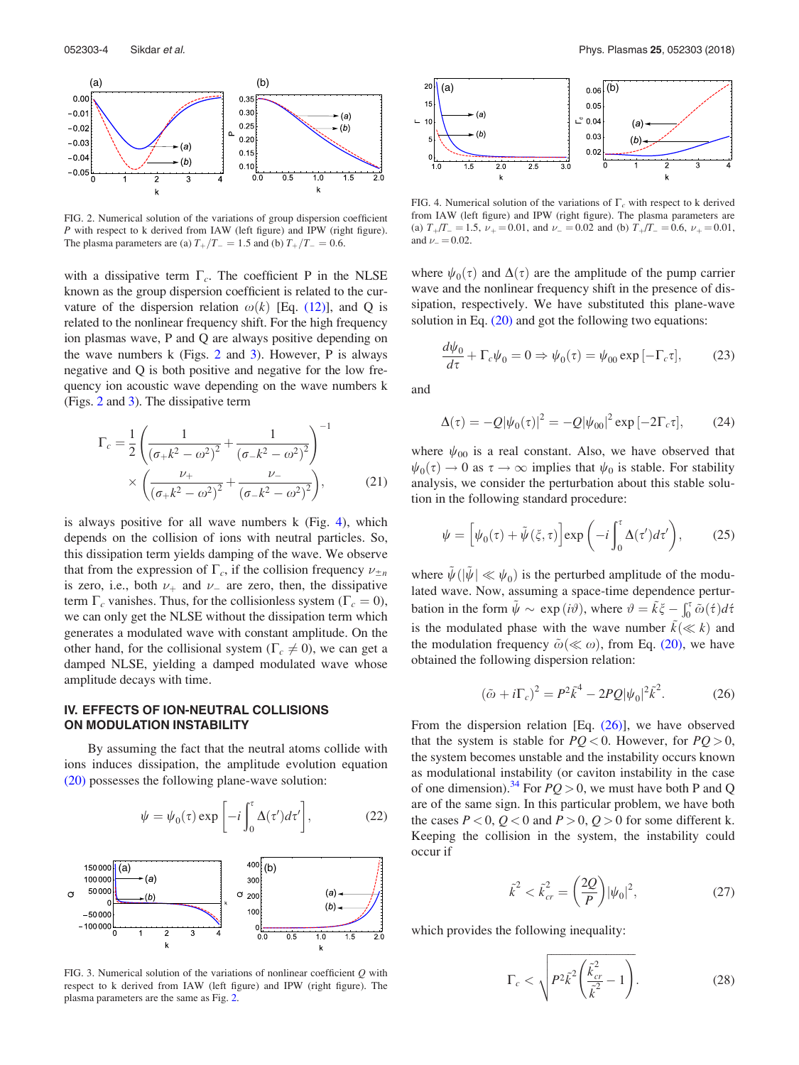FIG. 2. Numerical solution of the variations of group dispersion coefficient $P$ with respect to k derived from IAW (left figure) and IPW (right figure). The plasma parameters are (a) $T_+/T_- = 1.5$ and (b) $T_+/T_- = 0.6$.

with a dissipative term $\Gamma_c$. The coefficient P in the NLSE known as the group dispersion coefficient is related to the curvature of the dispersion relation $\omega(k)$ [Eq. (12)], and Q is related to the nonlinear frequency shift. For the high frequency ion plasmas wave, P and Q are always positive depending on the wave numbers k (Figs. 2 and 3). However, P is always negative and Q is both positive and negative for the low frequency ion acoustic wave depending on the wave numbers k (Figs. 2 and 3). The dissipative term

$$\Gamma_c = \frac{1}{2}\left(\frac{1}{(\sigma_+ k^2 - \omega^2)^2} + \frac{1}{(\sigma_- k^2 - \omega^2)^2}\right)^{-1} \times \left(\frac{\nu_+}{(\sigma_+ k^2 - \omega^2)^2} + \frac{\nu_-}{(\sigma_- k^2 - \omega^2)^2}\right), \tag{21}$$

is always positive for all wave numbers k (Fig. 4), which depends on the collision of ions with neutral particles. So, this dissipation term yields damping of the wave. We observe that from the expression of $\Gamma_c$, if the collision frequency $\nu_{\pm n}$ is zero, i.e., both $\nu_+$ and $\nu_-$ are zero, then, the dissipative term $\Gamma_c$ vanishes. Thus, for the collisionless system ($\Gamma_c = 0$), we can only get the NLSE without the dissipation term which generates a modulated wave with constant amplitude. On the other hand, for the collisional system ($\Gamma_c \neq 0$), we can get a damped NLSE, yielding a damped modulated wave whose amplitude decays with time.

## IV. EFFECTS OF ION-NEUTRAL COLLISIONS ON MODULATION INSTABILITY

By assuming the fact that the neutral atoms collide with ions induces dissipation, the amplitude evolution equation (20) possesses the following plane-wave solution:

$$\psi = \psi_0(\tau)\exp\left[-i\int_0^{\tau}\Delta(\tau')d\tau'\right], \tag{22}$$

FIG. 3. Numerical solution of the variations of nonlinear coefficient $Q$ with respect to k derived from IAW (left figure) and IPW (right figure). The plasma parameters are the same as Fig. 2.

FIG. 4. Numerical solution of the variations of $\Gamma_c$ with respect to k derived from IAW (left figure) and IPW (right figure). The plasma parameters are (a) $T_+/T_- = 1.5$, $\nu_+ = 0.01$, and $\nu_- = 0.02$ and (b) $T_+/T_- = 0.6$, $\nu_+ = 0.01$, and $\nu_- = 0.02$.

where $\psi_0(\tau)$ and $\Delta(\tau)$ are the amplitude of the pump carrier wave and the nonlinear frequency shift in the presence of dissipation, respectively. We have substituted this plane-wave solution in Eq. (20) and got the following two equations:

$$\frac{d\psi_0}{d\tau} + \Gamma_c\psi_0 = 0 \Rightarrow \psi_0(\tau) = \psi_{00}\exp[-\Gamma_c\tau], \tag{23}$$

and

$$\Delta(\tau) = -Q|\psi_0(\tau)|^2 = -Q|\psi_{00}|^2\exp[-2\Gamma_c\tau], \tag{24}$$

where $\psi_{00}$ is a real constant. Also, we have observed that $\psi_0(\tau) \to 0$ as $\tau \to \infty$ implies that $\psi_0$ is stable. For stability analysis, we consider the perturbation about this stable solution in the following standard procedure:

$$\psi = \left[\psi_0(\tau) + \tilde{\psi}(\xi,\tau)\right]\exp\left(-i\int_0^{\tau}\Delta(\tau')d\tau'\right), \tag{25}$$

where $\tilde{\psi}(|\tilde{\psi}| \ll \psi_0)$ is the perturbed amplitude of the modulated wave. Now, assuming a space-time dependence perturbation in the form $\tilde{\psi} \sim \exp(i\vartheta)$, where $\vartheta = \tilde{k}\xi - \int_0^{\tau}\tilde{\omega}(\hat{\tau})d\hat{\tau}$ is the modulated phase with the wave number $\tilde{k}(\ll k)$ and the modulation frequency $\tilde{\omega}(\ll \omega)$, from Eq. (20), we have obtained the following dispersion relation:

$$(\tilde{\omega} + i\Gamma_c)^2 = P^2\tilde{k}^4 - 2PQ|\psi_0|^2\tilde{k}^2. \tag{26}$$

From the dispersion relation [Eq. (26)], we have observed that the system is stable for $PQ < 0$. However, for $PQ > 0$, the system becomes unstable and the instability occurs known as modulational instability (or caviton instability in the case of one dimension).[34] For $PQ > 0$, we must have both P and Q are of the same sign. In this particular problem, we have both the cases $P < 0$, $Q < 0$ and $P > 0$, $Q > 0$ for some different k. Keeping the collision in the system, the instability could occur if

$$\tilde{k}^2 < \tilde{k}_{cr}^2 = \left(\frac{2Q}{P}\right)|\psi_0|^2, \tag{27}$$

which provides the following inequality:

$$\Gamma_c < \sqrt{P^2\tilde{k}^2\left(\frac{\tilde{k}_{cr}^2}{\tilde{k}^2} - 1\right)}. \tag{28}$$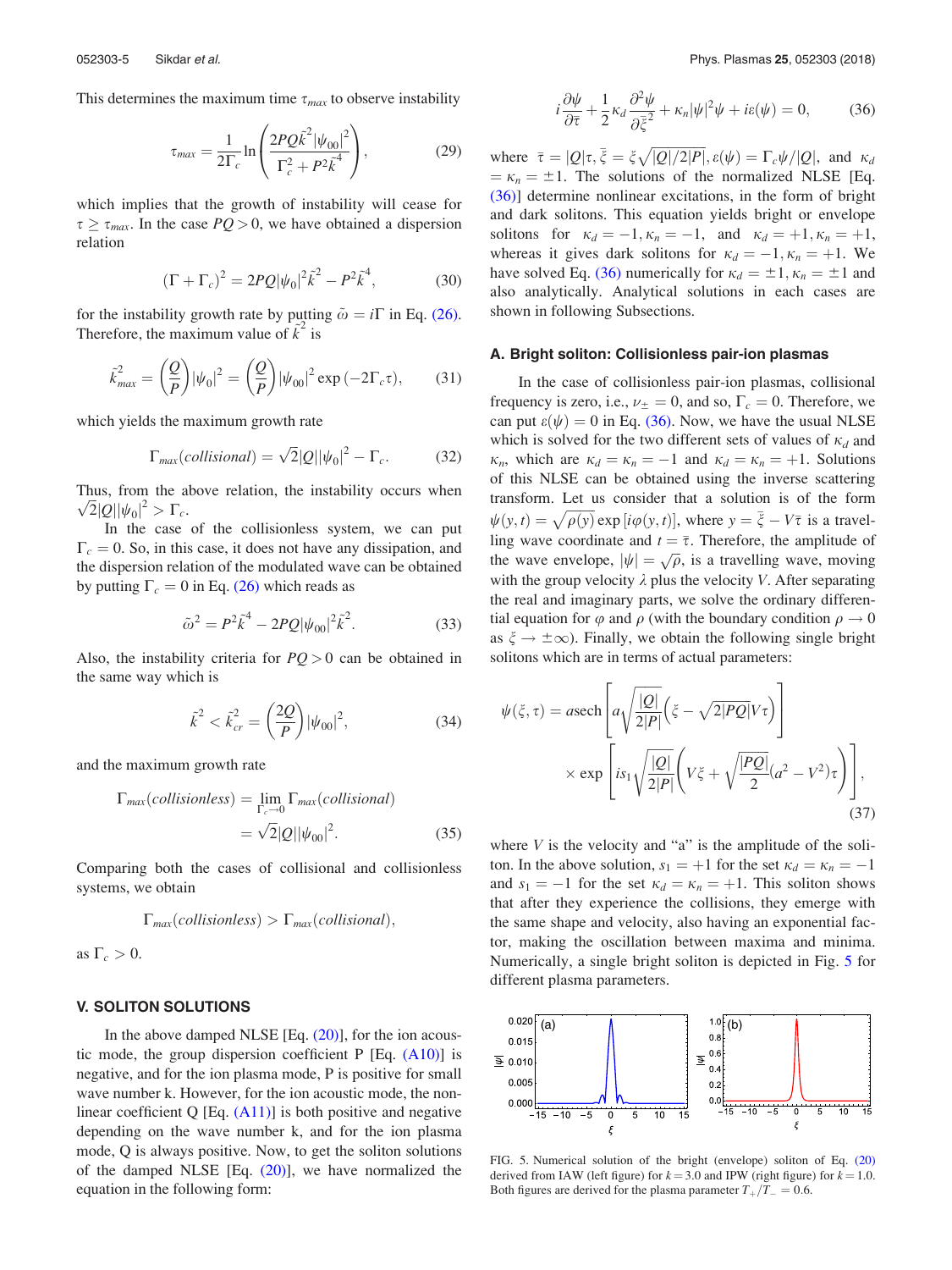This determines the maximum time $\tau_{max}$ to observe instability

$$\tau_{max} = \frac{1}{2\Gamma_c} \ln\left(\frac{2PQ\tilde{k}^2|\psi_{00}|^2}{\Gamma_c^2 + P^2\tilde{k}^4}\right), \tag{29}$$

which implies that the growth of instability will cease for $\tau \geq \tau_{max}$. In the case $PQ > 0$, we have obtained a dispersion relation

$$(\Gamma + \Gamma_c)^2 = 2PQ|\psi_0|^2\tilde{k}^2 - P^2\tilde{k}^4, \tag{30}$$

for the instability growth rate by putting $\tilde{\omega} = i\Gamma$ in Eq. (26). Therefore, the maximum value of $\tilde{k}^2$ is

$$\tilde{k}_{max}^2 = \left(\frac{Q}{P}\right)|\psi_0|^2 = \left(\frac{Q}{P}\right)|\psi_{00}|^2 \exp\left(-2\Gamma_c\tau\right), \tag{31}$$

which yields the maximum growth rate

$$\Gamma_{max}(collisional) = \sqrt{2}|Q||\psi_0|^2 - \Gamma_c. \tag{32}$$

Thus, from the above relation, the instability occurs when $\sqrt{2}|Q||\psi_0|^2 > \Gamma_c$.

In the case of the collisionless system, we can put $\Gamma_c = 0$. So, in this case, it does not have any dissipation, and the dispersion relation of the modulated wave can be obtained by putting $\Gamma_c = 0$ in Eq. (26) which reads as

$$\tilde{\omega}^2 = P^2\tilde{k}^4 - 2PQ|\psi_{00}|^2\tilde{k}^2. \tag{33}$$

Also, the instability criteria for $PQ > 0$ can be obtained in the same way which is

$$\tilde{k}^2 < \tilde{k}_{cr}^2 = \left(\frac{2Q}{P}\right)|\psi_{00}|^2, \tag{34}$$

and the maximum growth rate

$$\begin{aligned}\Gamma_{max}(collisionless) &= \lim_{\Gamma_c \to 0} \Gamma_{max}(collisional) \\ &= \sqrt{2}|Q||\psi_{00}|^2.\end{aligned} \tag{35}$$

Comparing both the cases of collisional and collisionless systems, we obtain

$$\Gamma_{max}(collisionless) > \Gamma_{max}(collisional),$$

as $\Gamma_c > 0$.

## V. SOLITON SOLUTIONS

In the above damped NLSE [Eq. (20)], for the ion acoustic mode, the group dispersion coefficient P [Eq. (A10)] is negative, and for the ion plasma mode, P is positive for small wave number k. However, for the ion acoustic mode, the nonlinear coefficient Q [Eq. (A11)] is both positive and negative depending on the wave number k, and for the ion plasma mode, Q is always positive. Now, to get the soliton solutions of the damped NLSE [Eq. (20)], we have normalized the equation in the following form:

$$i\frac{\partial\psi}{\partial\bar{\tau}} + \frac{1}{2}\kappa_d\frac{\partial^2\psi}{\partial\bar{\xi}^2} + \kappa_n|\psi|^2\psi + i\varepsilon(\psi) = 0, \tag{36}$$

where $\bar{\tau} = |Q|\tau, \bar{\xi} = \xi\sqrt{|Q|/2|P|}, \varepsilon(\psi) = \Gamma_c\psi/|Q|$, and $\kappa_d = \kappa_n = \pm 1$. The solutions of the normalized NLSE [Eq. (36)] determine nonlinear excitations, in the form of bright and dark solitons. This equation yields bright or envelope solitons for $\kappa_d = -1, \kappa_n = -1$, and $\kappa_d = +1, \kappa_n = +1$, whereas it gives dark solitons for $\kappa_d = -1, \kappa_n = +1$. We have solved Eq. (36) numerically for $\kappa_d = \pm 1, \kappa_n = \pm 1$ and also analytically. Analytical solutions in each cases are shown in following Subsections.

### A. Bright soliton: Collisionless pair-ion plasmas

In the case of collisionless pair-ion plasmas, collisional frequency is zero, i.e., $\nu_\pm = 0$, and so, $\Gamma_c = 0$. Therefore, we can put $\varepsilon(\psi) = 0$ in Eq. (36). Now, we have the usual NLSE which is solved for the two different sets of values of $\kappa_d$ and $\kappa_n$, which are $\kappa_d = \kappa_n = -1$ and $\kappa_d = \kappa_n = +1$. Solutions of this NLSE can be obtained using the inverse scattering transform. Let us consider that a solution is of the form $\psi(y,t) = \sqrt{\rho(y)}\exp[i\varphi(y,t)]$, where $y = \bar{\xi} - V\bar{\tau}$ is a travelling wave coordinate and $t = \bar{\tau}$. Therefore, the amplitude of the wave envelope, $|\psi| = \sqrt{\rho}$, is a travelling wave, moving with the group velocity $\lambda$ plus the velocity $V$. After separating the real and imaginary parts, we solve the ordinary differential equation for $\varphi$ and $\rho$ (with the boundary condition $\rho \to 0$ as $\xi \to \pm\infty$). Finally, we obtain the following single bright solitons which are in terms of actual parameters:

$$\begin{aligned}\psi(\xi,\tau) = a\,\mathrm{sech}&\left[a\sqrt{\frac{|Q|}{2|P|}}\left(\xi - \sqrt{2|PQ|}V\tau\right)\right] \\ &\times \exp\left[is_1\sqrt{\frac{|Q|}{2|P|}}\left(V\xi + \sqrt{\frac{|PQ|}{2}}(a^2 - V^2)\tau\right)\right],\end{aligned} \tag{37}$$

where $V$ is the velocity and "a" is the amplitude of the soliton. In the above solution, $s_1 = +1$ for the set $\kappa_d = \kappa_n = -1$ and $s_1 = -1$ for the set $\kappa_d = \kappa_n = +1$. This soliton shows that after they experience the collisions, they emerge with the same shape and velocity, also having an exponential factor, making the oscillation between maxima and minima. Numerically, a single bright soliton is depicted in Fig. 5 for different plasma parameters.

FIG. 5. Numerical solution of the bright (envelope) soliton of Eq. (20) derived from IAW (left figure) for $k = 3.0$ and IPW (right figure) for $k = 1.0$. Both figures are derived for the plasma parameter $T_+/T_- = 0.6$.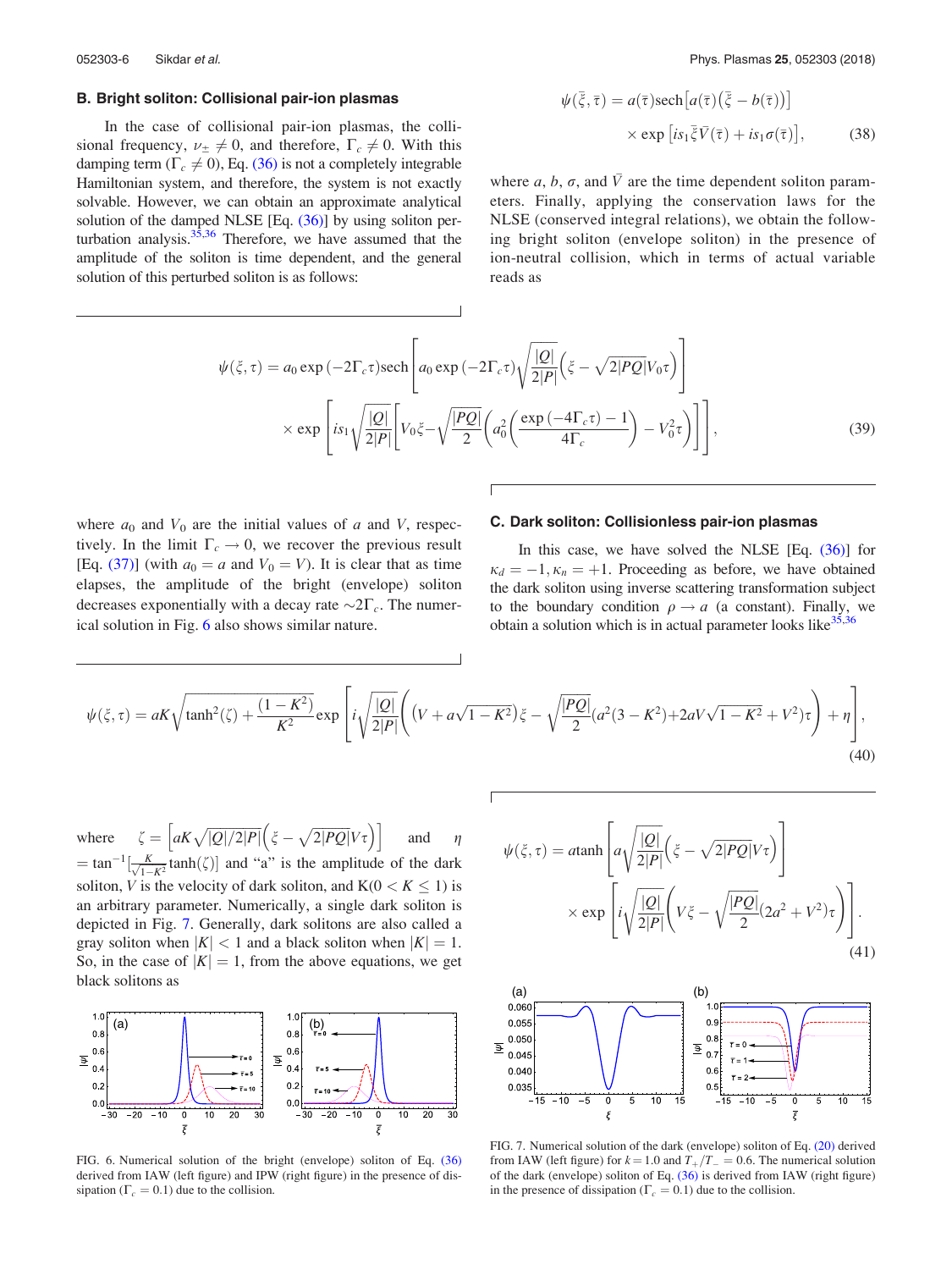### B. Bright soliton: Collisional pair-ion plasmas

In the case of collisional pair-ion plasmas, the collisional frequency, $\nu_{\pm} \neq 0$, and therefore, $\Gamma_c \neq 0$. With this damping term ($\Gamma_c \neq 0$), Eq. (36) is not a completely integrable Hamiltonian system, and therefore, the system is not exactly solvable. However, we can obtain an approximate analytical solution of the damped NLSE [Eq. (36)] by using soliton perturbation analysis.[35,36] Therefore, we have assumed that the amplitude of the soliton is time dependent, and the general solution of this perturbed soliton is as follows:

$$\psi(\bar{\xi},\bar{\tau}) = a(\bar{\tau})\mathrm{sech}\left[a(\bar{\tau})\left(\bar{\xi} - b(\bar{\tau})\right)\right] \times \exp\left[is_1\bar{\xi}\bar{V}(\bar{\tau}) + is_1\sigma(\bar{\tau})\right], \tag{38}$$

where $a$, $b$, $\sigma$, and $\bar{V}$ are the time dependent soliton parameters. Finally, applying the conservation laws for the NLSE (conserved integral relations), we obtain the following bright soliton (envelope soliton) in the presence of ion-neutral collision, which in terms of actual variable reads as

$$\psi(\xi,\tau) = a_0 \exp(-2\Gamma_c\tau)\mathrm{sech}\left[a_0\exp(-2\Gamma_c\tau)\sqrt{\frac{|Q|}{2|P|}}\left(\xi - \sqrt{2|PQ|}V_0\tau\right)\right] \times \exp\left[is_1\sqrt{\frac{|Q|}{2|P|}}\left[V_0\xi - \sqrt{\frac{|PQ|}{2}}\left(a_0^2\left(\frac{\exp(-4\Gamma_c\tau)-1}{4\Gamma_c}\right) - V_0^2\tau\right)\right]\right], \tag{39}$$

where $a_0$ and $V_0$ are the initial values of $a$ and $V$, respectively. In the limit $\Gamma_c \to 0$, we recover the previous result [Eq. (37)] (with $a_0 = a$ and $V_0 = V$). It is clear that as time elapses, the amplitude of the bright (envelope) soliton decreases exponentially with a decay rate $\sim 2\Gamma_c$. The numerical solution in Fig. 6 also shows similar nature.

### C. Dark soliton: Collisionless pair-ion plasmas

In this case, we have solved the NLSE [Eq. (36)] for $\kappa_d = -1, \kappa_n = +1$. Proceeding as before, we have obtained the dark soliton using inverse scattering transformation subject to the boundary condition $\rho \to a$ (a constant). Finally, we obtain a solution which is in actual parameter looks like[35,36]

$$\psi(\xi,\tau) = aK\sqrt{\tanh^2(\zeta) + \frac{(1-K^2)}{K^2}}\exp\left[i\sqrt{\frac{|Q|}{2|P|}}\left(\left(V + a\sqrt{1-K^2}\right)\xi - \sqrt{\frac{|PQ|}{2}}(a^2(3-K^2) + 2aV\sqrt{1-K^2} + V^2)\tau\right) + \eta\right], \tag{40}$$

where $\zeta = \left[aK\sqrt{|Q|/2|P|}\left(\xi - \sqrt{2|PQ|}V\tau\right)\right]$ and $\eta = \tan^{-1}\left[\frac{K}{\sqrt{1-K^2}}\tanh(\zeta)\right]$ and "a" is the amplitude of the dark soliton, $V$ is the velocity of dark soliton, and $K(0 < K \leq 1)$ is an arbitrary parameter. Numerically, a single dark soliton is depicted in Fig. 7. Generally, dark solitons are also called a gray soliton when $|K| < 1$ and a black soliton when $|K| = 1$. So, in the case of $|K| = 1$, from the above equations, we get black solitons as

$$\psi(\xi,\tau) = a\tanh\left[a\sqrt{\frac{|Q|}{2|P|}}\left(\xi - \sqrt{2|PQ|}V\tau\right)\right] \times \exp\left[i\sqrt{\frac{|Q|}{2|P|}}\left(V\xi - \sqrt{\frac{|PQ|}{2}}(2a^2 + V^2)\tau\right)\right]. \tag{41}$$

FIG. 6. Numerical solution of the bright (envelope) soliton of Eq. (36) derived from IAW (left figure) and IPW (right figure) in the presence of dissipation ($\Gamma_c = 0.1$) due to the collision.

FIG. 7. Numerical solution of the dark (envelope) soliton of Eq. (20) derived from IAW (left figure) for $k = 1.0$ and $T_+/T_- = 0.6$. The numerical solution of the dark (envelope) soliton of Eq. (36) is derived from IAW (right figure) in the presence of dissipation ($\Gamma_c = 0.1$) due to the collision.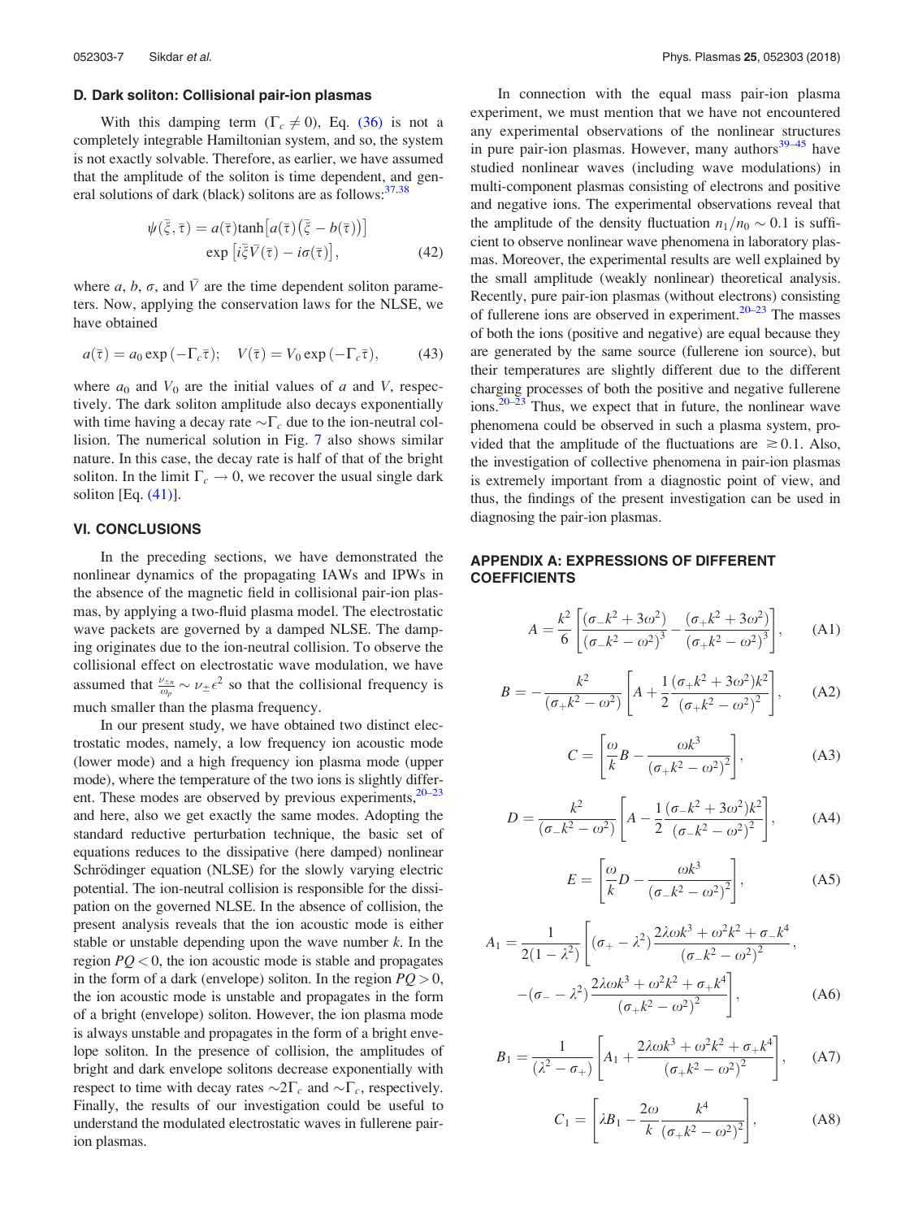### D. Dark soliton: Collisional pair-ion plasmas

With this damping term ($\Gamma_c \neq 0$), Eq. (36) is not a completely integrable Hamiltonian system, and so, the system is not exactly solvable. Therefore, as earlier, we have assumed that the amplitude of the soliton is time dependent, and general solutions of dark (black) solitons are as follows:[37,38]

$$\psi(\bar{\bar{\xi}}, \bar{\tau}) = a(\bar{\tau})\tanh\left[a(\bar{\tau})\left(\bar{\bar{\xi}} - b(\bar{\tau})\right)\right] \exp\left[i\bar{\bar{\xi}}\bar{V}(\bar{\tau}) - i\sigma(\bar{\tau})\right], \tag{42}$$

where $a$, $b$, $\sigma$, and $\bar{V}$ are the time dependent soliton parameters. Now, applying the conservation laws for the NLSE, we have obtained

$$a(\bar{\tau}) = a_0 \exp(-\Gamma_c \bar{\tau}); \quad V(\bar{\tau}) = V_0 \exp(-\Gamma_c \bar{\tau}), \tag{43}$$

where $a_0$ and $V_0$ are the initial values of $a$ and $V$, respectively. The dark soliton amplitude also decays exponentially with time having a decay rate $\sim\Gamma_c$ due to the ion-neutral collision. The numerical solution in Fig. 7 also shows similar nature. In this case, the decay rate is half of that of the bright soliton. In the limit $\Gamma_c \to 0$, we recover the usual single dark soliton [Eq. (41)].

## VI. CONCLUSIONS

In the preceding sections, we have demonstrated the nonlinear dynamics of the propagating IAWs and IPWs in the absence of the magnetic field in collisional pair-ion plasmas, by applying a two-fluid plasma model. The electrostatic wave packets are governed by a damped NLSE. The damping originates due to the ion-neutral collision. To observe the collisional effect on electrostatic wave modulation, we have assumed that $\frac{\nu_{\pm n}}{\omega_p} \sim \nu_{\pm}\epsilon^2$ so that the collisional frequency is much smaller than the plasma frequency.

In our present study, we have obtained two distinct electrostatic modes, namely, a low frequency ion acoustic mode (lower mode) and a high frequency ion plasma mode (upper mode), where the temperature of the two ions is slightly different. These modes are observed by previous experiments,[20–23] and here, also we get exactly the same modes. Adopting the standard reductive perturbation technique, the basic set of equations reduces to the dissipative (here damped) nonlinear Schrödinger equation (NLSE) for the slowly varying electric potential. The ion-neutral collision is responsible for the dissipation on the governed NLSE. In the absence of collision, the present analysis reveals that the ion acoustic mode is either stable or unstable depending upon the wave number $k$. In the region $PQ < 0$, the ion acoustic mode is stable and propagates in the form of a dark (envelope) soliton. In the region $PQ > 0$, the ion acoustic mode is unstable and propagates in the form of a bright (envelope) soliton. However, the ion plasma mode is always unstable and propagates in the form of a bright envelope soliton. In the presence of collision, the amplitudes of bright and dark envelope solitons decrease exponentially with respect to time with decay rates $\sim 2\Gamma_c$ and $\sim\Gamma_c$, respectively. Finally, the results of our investigation could be useful to understand the modulated electrostatic waves in fullerene pair-ion plasmas.

In connection with the equal mass pair-ion plasma experiment, we must mention that we have not encountered any experimental observations of the nonlinear structures in pure pair-ion plasmas. However, many authors[39–45] have studied nonlinear waves (including wave modulations) in multi-component plasmas consisting of electrons and positive and negative ions. The experimental observations reveal that the amplitude of the density fluctuation $n_1/n_0 \sim 0.1$ is sufficient to observe nonlinear wave phenomena in laboratory plasmas. Moreover, the experimental results are well explained by the small amplitude (weakly nonlinear) theoretical analysis. Recently, pure pair-ion plasmas (without electrons) consisting of fullerene ions are observed in experiment.[20–23] The masses of both the ions (positive and negative) are equal because they are generated by the same source (fullerene ion source), but their temperatures are slightly different due to the different charging processes of both the positive and negative fullerene ions.[20–23] Thus, we expect that in future, the nonlinear wave phenomena could be observed in such a plasma system, provided that the amplitude of the fluctuations are $\gtrsim 0.1$. Also, the investigation of collective phenomena in pair-ion plasmas is extremely important from a diagnostic point of view, and thus, the findings of the present investigation can be used in diagnosing the pair-ion plasmas.

## APPENDIX A: EXPRESSIONS OF DIFFERENT COEFFICIENTS

$$A = \frac{k^2}{6}\left[\frac{(\sigma_- k^2 + 3\omega^2)}{(\sigma_- k^2 - \omega^2)^3} - \frac{(\sigma_+ k^2 + 3\omega^2)}{(\sigma_+ k^2 - \omega^2)^3}\right], \tag{A1}$$

$$B = -\frac{k^2}{(\sigma_+ k^2 - \omega^2)}\left[A + \frac{1}{2}\frac{(\sigma_+ k^2 + 3\omega^2)k^2}{(\sigma_+ k^2 - \omega^2)^2}\right], \tag{A2}$$

$$C = \left[\frac{\omega}{k}B - \frac{\omega k^3}{(\sigma_+ k^2 - \omega^2)^2}\right], \tag{A3}$$

$$D = \frac{k^2}{(\sigma_- k^2 - \omega^2)}\left[A - \frac{1}{2}\frac{(\sigma_- k^2 + 3\omega^2)k^2}{(\sigma_- k^2 - \omega^2)^2}\right], \tag{A4}$$

$$E = \left[\frac{\omega}{k}D - \frac{\omega k^3}{(\sigma_- k^2 - \omega^2)^2}\right], \tag{A5}$$

$$A_1 = \frac{1}{2(1-\lambda^2)}\left[(\sigma_+ - \lambda^2)\frac{2\lambda\omega k^3 + \omega^2 k^2 + \sigma_- k^4}{(\sigma_- k^2 - \omega^2)^2}, -(\sigma_- - \lambda^2)\frac{2\lambda\omega k^3 + \omega^2 k^2 + \sigma_+ k^4}{(\sigma_+ k^2 - \omega^2)^2}\right], \tag{A6}$$

$$B_1 = \frac{1}{(\lambda^2 - \sigma_+)}\left[A_1 + \frac{2\lambda\omega k^3 + \omega^2 k^2 + \sigma_+ k^4}{(\sigma_+ k^2 - \omega^2)^2}\right], \tag{A7}$$

$$C_1 = \left[\lambda B_1 - \frac{2\omega}{k}\frac{k^4}{(\sigma_+ k^2 - \omega^2)^2}\right], \tag{A8}$$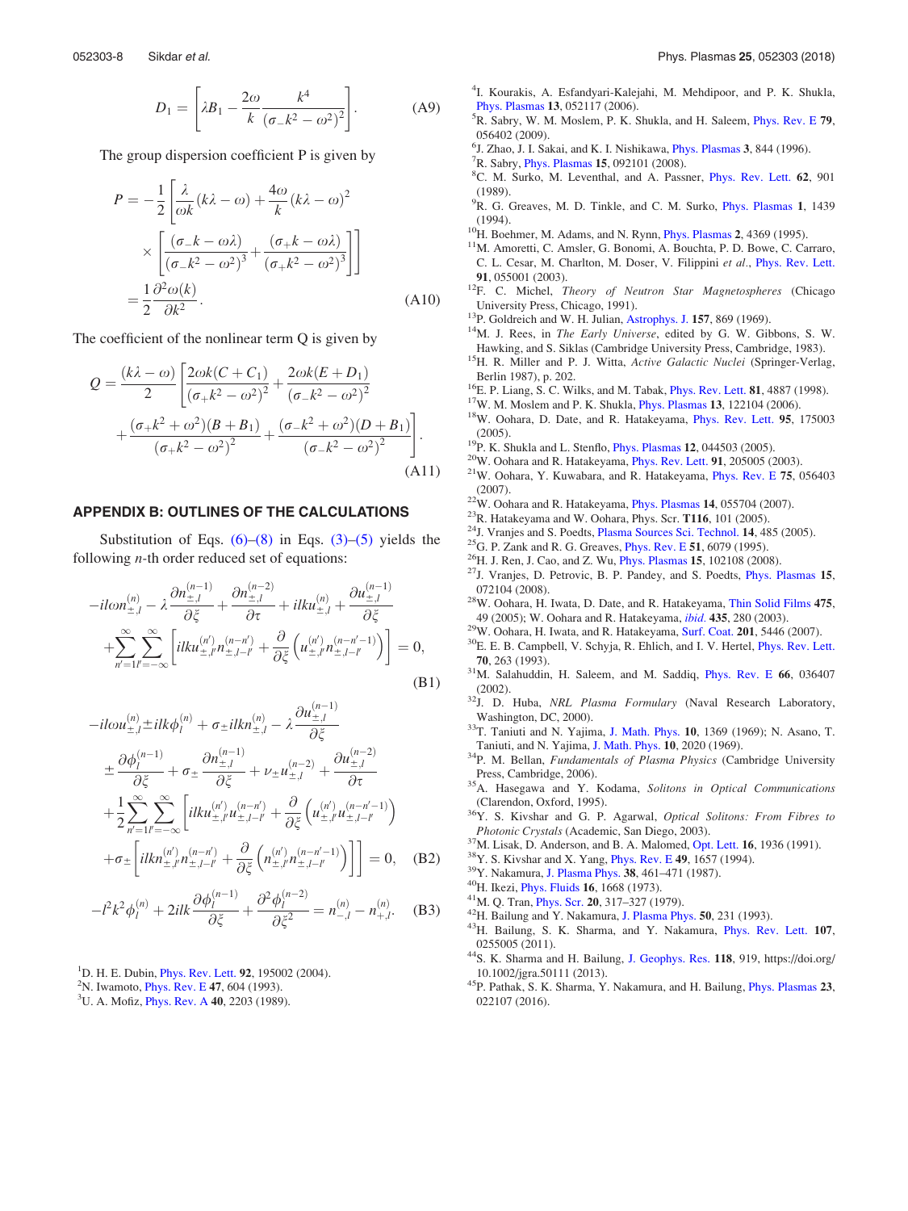$$D_1 = \left[\lambda B_1 - \frac{2\omega}{k}\frac{k^4}{(\sigma_- k^2 - \omega^2)^2}\right]. \tag{A9}$$

The group dispersion coefficient P is given by

$$\begin{aligned} P &= -\frac{1}{2}\left[\frac{\lambda}{\omega k}(k\lambda - \omega) + \frac{4\omega}{k}(k\lambda - \omega)^2 \right. \\ &\quad \left. \times \left[\frac{(\sigma_- k - \omega\lambda)}{(\sigma_- k^2 - \omega^2)^3} + \frac{(\sigma_+ k - \omega\lambda)}{(\sigma_+ k^2 - \omega^2)^3}\right]\right] \\ &= \frac{1}{2}\frac{\partial^2 \omega(k)}{\partial k^2}. \end{aligned} \tag{A10}$$

The coefficient of the nonlinear term Q is given by

$$\begin{aligned} Q &= \frac{(k\lambda - \omega)}{2}\left[\frac{2\omega k(C + C_1)}{(\sigma_+ k^2 - \omega^2)^2} + \frac{2\omega k(E + D_1)}{(\sigma_- k^2 - \omega^2)^2} \right. \\ &\quad \left. + \frac{(\sigma_+ k^2 + \omega^2)(B + B_1)}{(\sigma_+ k^2 - \omega^2)^2} + \frac{(\sigma_- k^2 + \omega^2)(D + B_1)}{(\sigma_- k^2 - \omega^2)^2}\right]. \end{aligned} \tag{A11}$$

## APPENDIX B: OUTLINES OF THE CALCULATIONS

Substitution of Eqs. (6)–(8) in Eqs. (3)–(5) yields the following $n$-th order reduced set of equations:

$$\begin{aligned} &-il\omega n_{\pm,l}^{(n)} - \lambda\frac{\partial n_{\pm,l}^{(n-1)}}{\partial \xi} + \frac{\partial n_{\pm,l}^{(n-2)}}{\partial \tau} + ilku_{\pm,l}^{(n)} + \frac{\partial u_{\pm,l}^{(n-1)}}{\partial \xi} \\ &+ \sum_{n'=1}^{\infty}\sum_{l'=-\infty}^{\infty}\left[ilku_{\pm,l'}^{(n')}n_{\pm,l-l'}^{(n-n')} + \frac{\partial}{\partial \xi}\left(u_{\pm,l'}^{(n')}n_{\pm,l-l'}^{(n-n'-1)}\right)\right] = 0, \end{aligned} \tag{B1}$$

$$\begin{aligned} &-il\omega u_{\pm,l}^{(n)} \pm ilk\phi_l^{(n)} + \sigma_{\pm} ilkn_{\pm,l}^{(n)} - \lambda\frac{\partial u_{\pm,l}^{(n-1)}}{\partial \xi} \\ &\pm \frac{\partial \phi_l^{(n-1)}}{\partial \xi} + \sigma_{\pm}\frac{\partial n_{\pm,l}^{(n-1)}}{\partial \xi} + \nu_{\pm} u_{\pm,l}^{(n-2)} + \frac{\partial u_{\pm,l}^{(n-2)}}{\partial \tau} \\ &+ \frac{1}{2}\sum_{n'=1}^{\infty}\sum_{l'=-\infty}^{\infty}\left[ilku_{\pm,l'}^{(n')}u_{\pm,l-l'}^{(n-n')} + \frac{\partial}{\partial \xi}\left(u_{\pm,l'}^{(n')}u_{\pm,l-l'}^{(n-n'-1)}\right) \right. \\ &\left. + \sigma_{\pm}\left[ilkn_{\pm,l'}^{(n')}n_{\pm,l-l'}^{(n-n')} + \frac{\partial}{\partial \xi}\left(n_{\pm,l'}^{(n')}n_{\pm,l-l'}^{(n-n'-1)}\right)\right]\right] = 0, \end{aligned} \tag{B2}$$

$$-l^2k^2\phi_l^{(n)} + 2ilk\frac{\partial \phi_l^{(n-1)}}{\partial \xi} + \frac{\partial^2 \phi_l^{(n-2)}}{\partial \xi^2} = n_{-,l}^{(n)} - n_{+,l}^{(n)}. \tag{B3}$$

[1] D. H. E. Dubin, Phys. Rev. Lett. **92**, 195002 (2004).
[2] N. Iwamoto, Phys. Rev. E **47**, 604 (1993).
[3] U. A. Mofiz, Phys. Rev. A **40**, 2203 (1989).
[4] I. Kourakis, A. Esfandyari-Kalejahi, M. Mehdipoor, and P. K. Shukla, Phys. Plasmas **13**, 052117 (2006).
[5] R. Sabry, W. M. Moslem, P. K. Shukla, and H. Saleem, Phys. Rev. E **79**, 056402 (2009).
[6] J. Zhao, J. I. Sakai, and K. I. Nishikawa, Phys. Plasmas **3**, 844 (1996).
[7] R. Sabry, Phys. Plasmas **15**, 092101 (2008).
[8] C. M. Surko, M. Leventhal, and A. Passner, Phys. Rev. Lett. **62**, 901 (1989).
[9] R. G. Greaves, M. D. Tinkle, and C. M. Surko, Phys. Plasmas **1**, 1439 (1994).
[10] H. Boehmer, M. Adams, and N. Rynn, Phys. Plasmas **2**, 4369 (1995).
[11] M. Amoretti, C. Amsler, G. Bonomi, A. Bouchta, P. D. Bowe, C. Carraro, C. L. Cesar, M. Charlton, M. Doser, V. Filippini *et al.*, Phys. Rev. Lett. **91**, 055001 (2003).
[12] F. C. Michel, *Theory of Neutron Star Magnetospheres* (Chicago University Press, Chicago, 1991).
[13] P. Goldreich and W. H. Julian, Astrophys. J. **157**, 869 (1969).
[14] M. J. Rees, in *The Early Universe*, edited by G. W. Gibbons, S. W. Hawking, and S. Siklas (Cambridge University Press, Cambridge, 1983).
[15] H. R. Miller and P. J. Witta, *Active Galactic Nuclei* (Springer-Verlag, Berlin 1987), p. 202.
[16] E. P. Liang, S. C. Wilks, and M. Tabak, Phys. Rev. Lett. **81**, 4887 (1998).
[17] W. M. Moslem and P. K. Shukla, Phys. Plasmas **13**, 122104 (2006).
[18] W. Oohara, D. Date, and R. Hatakeyama, Phys. Rev. Lett. **95**, 175003 (2005).
[19] P. K. Shukla and L. Stenflo, Phys. Plasmas **12**, 044503 (2005).
[20] W. Oohara and R. Hatakeyama, Phys. Rev. Lett. **91**, 205005 (2003).
[21] W. Oohara, Y. Kuwabara, and R. Hatakeyama, Phys. Rev. E **75**, 056403 (2007).
[22] W. Oohara and R. Hatakeyama, Phys. Plasmas **14**, 055704 (2007).
[23] R. Hatakeyama and W. Oohara, Phys. Scr. **T116**, 101 (2005).
[24] J. Vranjes and S. Poedts, Plasma Sources Sci. Technol. **14**, 485 (2005).
[25] G. P. Zank and R. G. Greaves, Phys. Rev. E **51**, 6079 (1995).
[26] H. J. Ren, J. Cao, and Z. Wu, Phys. Plasmas **15**, 102108 (2008).
[27] J. Vranjes, D. Petrovic, B. P. Pandey, and S. Poedts, Phys. Plasmas **15**, 072104 (2008).
[28] W. Oohara, H. Iwata, D. Date, and R. Hatakeyama, Thin Solid Films **475**, 49 (2005); W. Oohara and R. Hatakeyama, *ibid.* **435**, 280 (2003).
[29] W. Oohara, H. Iwata, and R. Hatakeyama, Surf. Coat. **201**, 5446 (2007).
[30] E. E. B. Campbell, V. Schyja, R. Ehlich, and I. V. Hertel, Phys. Rev. Lett. **70**, 263 (1993).
[31] M. Salahuddin, H. Saleem, and M. Saddiq, Phys. Rev. E **66**, 036407 (2002).
[32] J. D. Huba, *NRL Plasma Formulary* (Naval Research Laboratory, Washington, DC, 2000).
[33] T. Taniuti and N. Yajima, J. Math. Phys. **10**, 1369 (1969); N. Asano, T. Taniuti, and N. Yajima, J. Math. Phys. **10**, 2020 (1969).
[34] P. M. Bellan, *Fundamentals of Plasma Physics* (Cambridge University Press, Cambridge, 2006).
[35] A. Hasegawa and Y. Kodama, *Solitons in Optical Communications* (Clarendon, Oxford, 1995).
[36] Y. S. Kivshar and G. P. Agarwal, *Optical Solitons: From Fibres to Photonic Crystals* (Academic, San Diego, 2003).
[37] M. Lisak, D. Anderson, and B. A. Malomed, Opt. Lett. **16**, 1936 (1991).
[38] Y. S. Kivshar and X. Yang, Phys. Rev. E **49**, 1657 (1994).
[39] Y. Nakamura, J. Plasma Phys. **38**, 461–471 (1987).
[40] H. Ikezi, Phys. Fluids **16**, 1668 (1973).
[41] M. Q. Tran, Phys. Scr. **20**, 317–327 (1979).
[42] H. Bailung and Y. Nakamura, J. Plasma Phys. **50**, 231 (1993).
[43] H. Bailung, S. K. Sharma, and Y. Nakamura, Phys. Rev. Lett. **107**, 0255005 (2011).
[44] S. K. Sharma and H. Bailung, J. Geophys. Res. **118**, 919, https://doi.org/10.1002/jgra.50111 (2013).
[45] P. Pathak, S. K. Sharma, Y. Nakamura, and H. Bailung, Phys. Plasmas **23**, 022107 (2016).